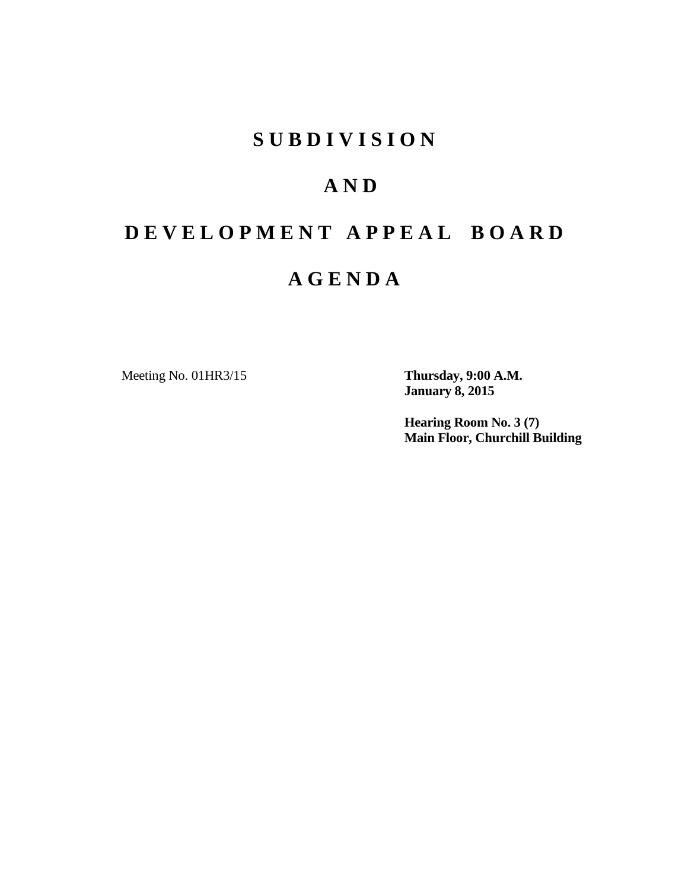# S U B D I V I S I O N

# A N D

# D E V E L O P M E N T   A P P E A L   B O A R D

# A G E N D A

Meeting No. 01HR3/15

**Thursday, 9:00 A.M.**
**January 8, 2015**

**Hearing Room No. 3 (7)**
**Main Floor, Churchill Building**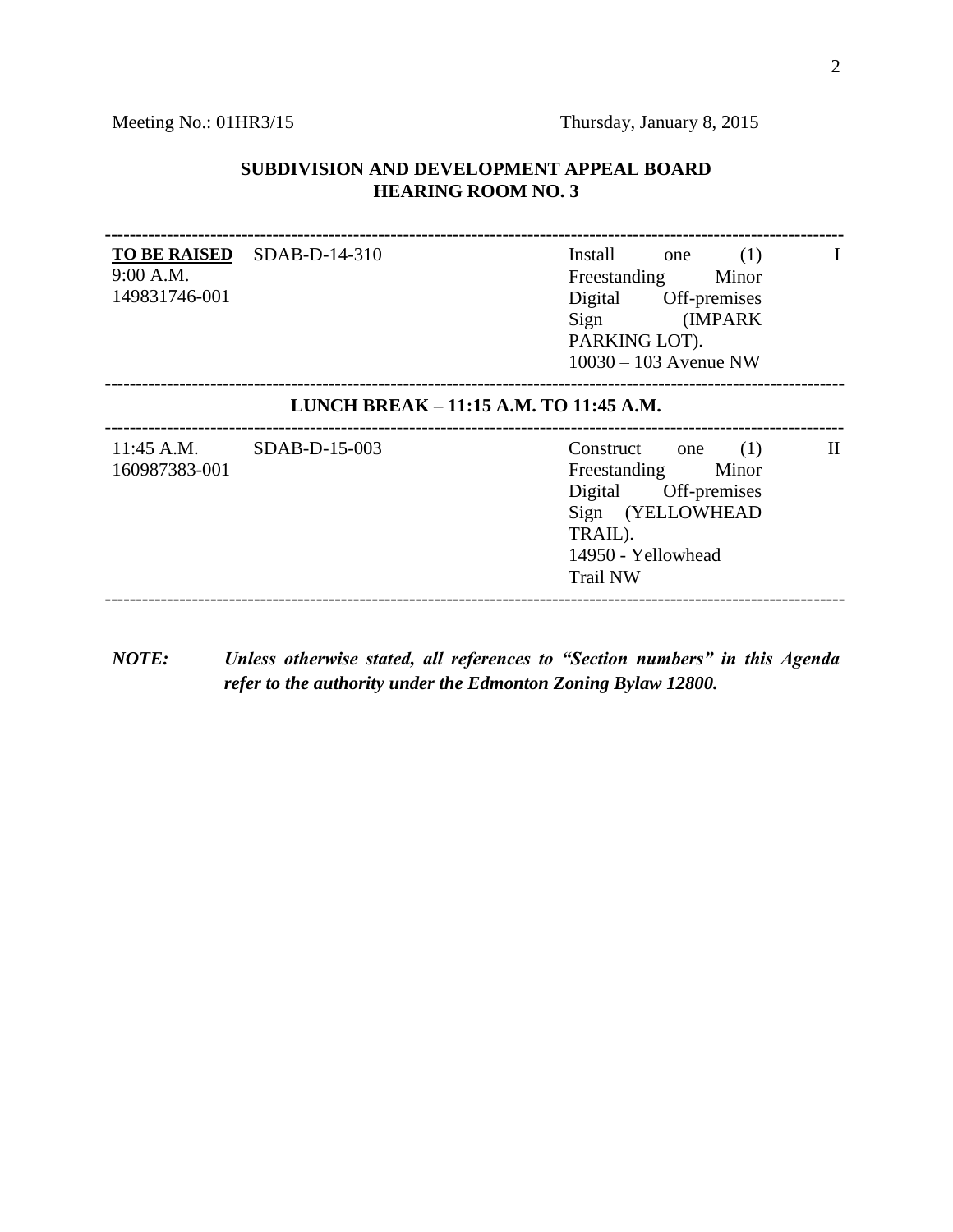Meeting No.: 01HR3/15 Thursday, January 8, 2015

**SUBDIVISION AND DEVELOPMENT APPEAL BOARD**
**HEARING ROOM NO. 3**

---

| | | | |
|---|---|---|---|
| **TO BE RAISED** 9:00 A.M. 149831746-001 | SDAB-D-14-310 | Install one (1) Freestanding Minor Digital Off-premises Sign (IMPARK PARKING LOT). 10030 – 103 Avenue NW | I |

---

**LUNCH BREAK – 11:15 A.M. TO 11:45 A.M.**

---

| | | | |
|---|---|---|---|
| 11:45 A.M. 160987383-001 | SDAB-D-15-003 | Construct one (1) Freestanding Minor Digital Off-premises Sign (YELLOWHEAD TRAIL). 14950 - Yellowhead Trail NW | II |

---

***NOTE:*** ***Unless otherwise stated, all references to "Section numbers" in this Agenda refer to the authority under the Edmonton Zoning Bylaw 12800.***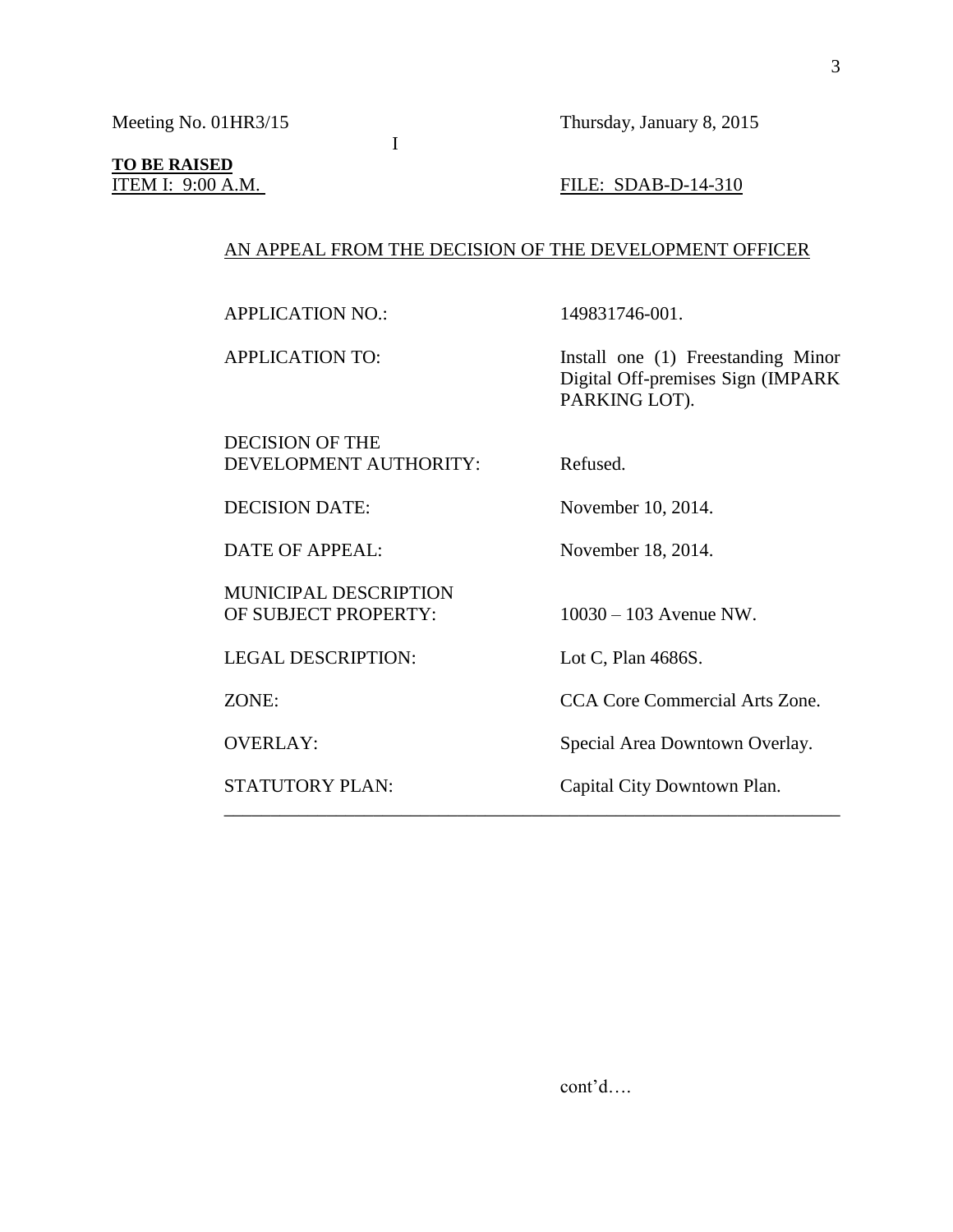Meeting No. 01HR3/15 Thursday, January 8, 2015

I

**TO BE RAISED**

ITEM I: 9:00 A.M. FILE: SDAB-D-14-310

AN APPEAL FROM THE DECISION OF THE DEVELOPMENT OFFICER

| | |
|---|---|
| APPLICATION NO.: | 149831746-001. |
| APPLICATION TO: | Install one (1) Freestanding Minor Digital Off-premises Sign (IMPARK PARKING LOT). |
| DECISION OF THE DEVELOPMENT AUTHORITY: | Refused. |
| DECISION DATE: | November 10, 2014. |
| DATE OF APPEAL: | November 18, 2014. |
| MUNICIPAL DESCRIPTION OF SUBJECT PROPERTY: | 10030 – 103 Avenue NW. |
| LEGAL DESCRIPTION: | Lot C, Plan 4686S. |
| ZONE: | CCA Core Commercial Arts Zone. |
| OVERLAY: | Special Area Downtown Overlay. |
| STATUTORY PLAN: | Capital City Downtown Plan. |

cont'd….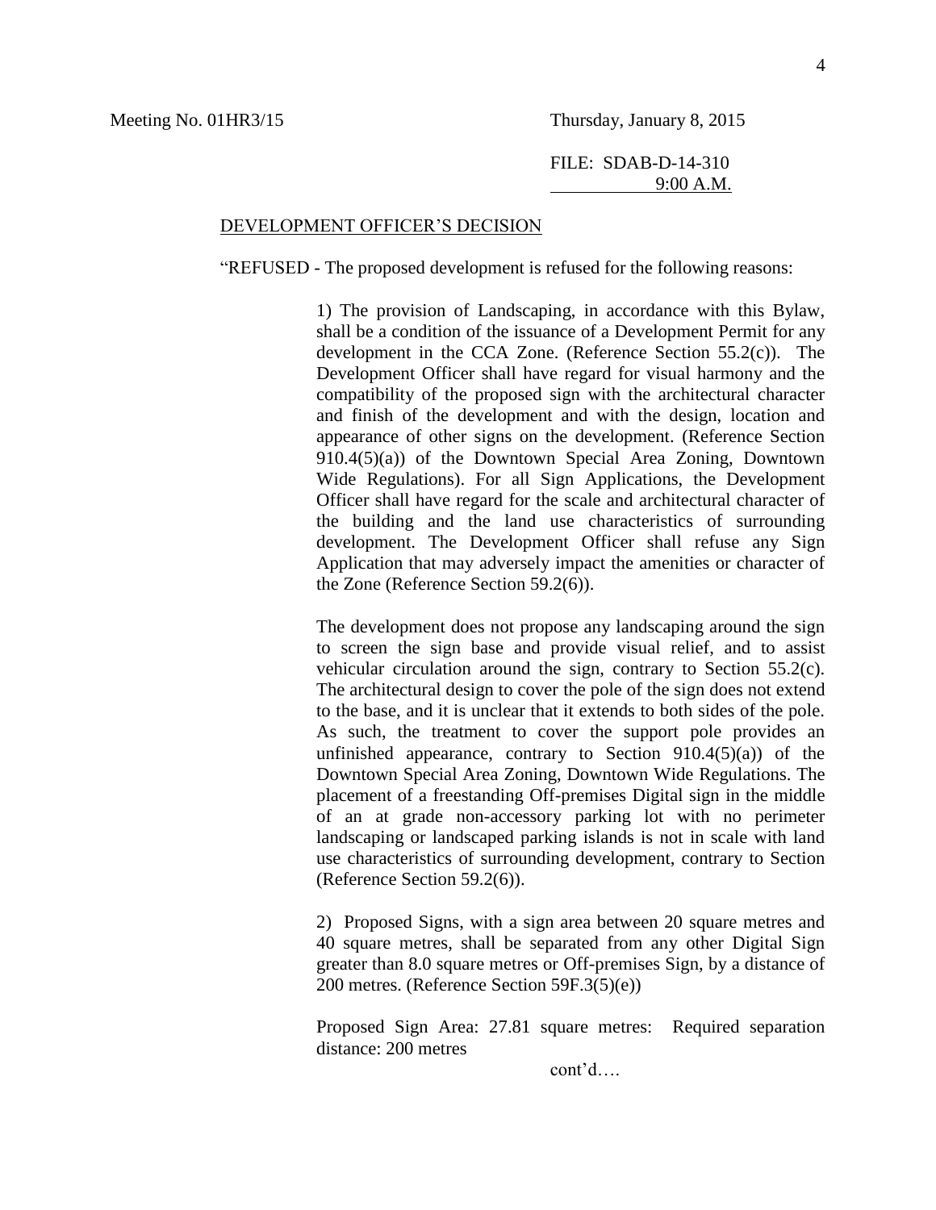Meeting No. 01HR3/15 Thursday, January 8, 2015

FILE: SDAB-D-14-310
9:00 A.M.

DEVELOPMENT OFFICER'S DECISION

"REFUSED - The proposed development is refused for the following reasons:

1) The provision of Landscaping, in accordance with this Bylaw, shall be a condition of the issuance of a Development Permit for any development in the CCA Zone. (Reference Section 55.2(c)). The Development Officer shall have regard for visual harmony and the compatibility of the proposed sign with the architectural character and finish of the development and with the design, location and appearance of other signs on the development. (Reference Section 910.4(5)(a)) of the Downtown Special Area Zoning, Downtown Wide Regulations). For all Sign Applications, the Development Officer shall have regard for the scale and architectural character of the building and the land use characteristics of surrounding development. The Development Officer shall refuse any Sign Application that may adversely impact the amenities or character of the Zone (Reference Section 59.2(6)).

The development does not propose any landscaping around the sign to screen the sign base and provide visual relief, and to assist vehicular circulation around the sign, contrary to Section 55.2(c). The architectural design to cover the pole of the sign does not extend to the base, and it is unclear that it extends to both sides of the pole. As such, the treatment to cover the support pole provides an unfinished appearance, contrary to Section 910.4(5)(a)) of the Downtown Special Area Zoning, Downtown Wide Regulations. The placement of a freestanding Off-premises Digital sign in the middle of an at grade non-accessory parking lot with no perimeter landscaping or landscaped parking islands is not in scale with land use characteristics of surrounding development, contrary to Section (Reference Section 59.2(6)).

2) Proposed Signs, with a sign area between 20 square metres and 40 square metres, shall be separated from any other Digital Sign greater than 8.0 square metres or Off-premises Sign, by a distance of 200 metres. (Reference Section 59F.3(5)(e))

Proposed Sign Area: 27.81 square metres: Required separation distance: 200 metres

cont'd….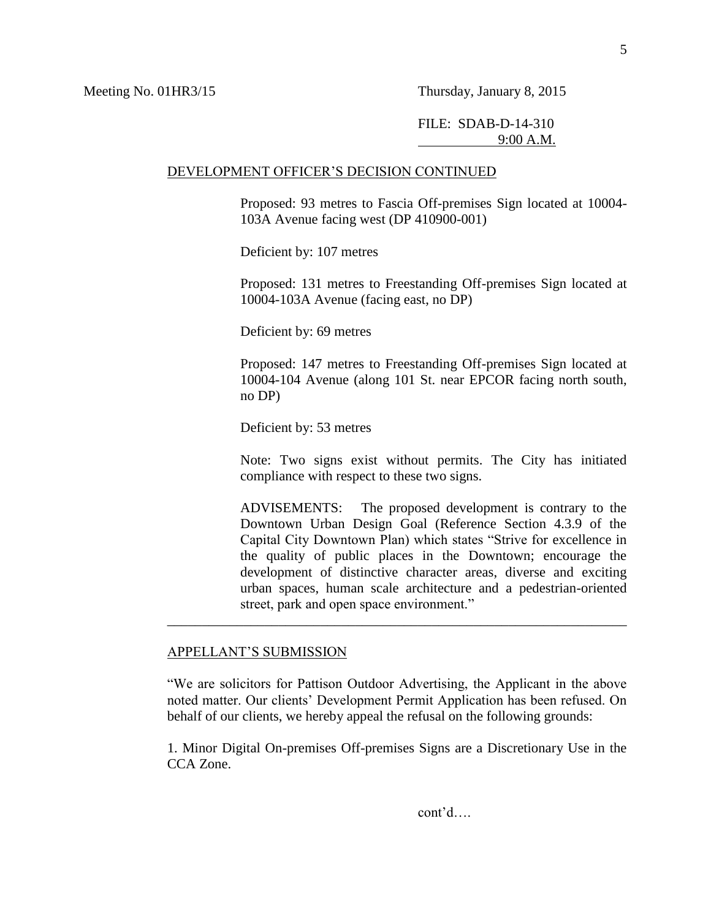Meeting No. 01HR3/15 Thursday, January 8, 2015

FILE: SDAB-D-14-310
9:00 A.M.

DEVELOPMENT OFFICER'S DECISION CONTINUED

Proposed: 93 metres to Fascia Off-premises Sign located at 10004-103A Avenue facing west (DP 410900-001)

Deficient by: 107 metres

Proposed: 131 metres to Freestanding Off-premises Sign located at 10004-103A Avenue (facing east, no DP)

Deficient by: 69 metres

Proposed: 147 metres to Freestanding Off-premises Sign located at 10004-104 Avenue (along 101 St. near EPCOR facing north south, no DP)

Deficient by: 53 metres

Note: Two signs exist without permits. The City has initiated compliance with respect to these two signs.

ADVISEMENTS: The proposed development is contrary to the Downtown Urban Design Goal (Reference Section 4.3.9 of the Capital City Downtown Plan) which states "Strive for excellence in the quality of public places in the Downtown; encourage the development of distinctive character areas, diverse and exciting urban spaces, human scale architecture and a pedestrian-oriented street, park and open space environment."

---

APPELLANT'S SUBMISSION

"We are solicitors for Pattison Outdoor Advertising, the Applicant in the above noted matter. Our clients' Development Permit Application has been refused. On behalf of our clients, we hereby appeal the refusal on the following grounds:

1. Minor Digital On-premises Off-premises Signs are a Discretionary Use in the CCA Zone.

cont'd….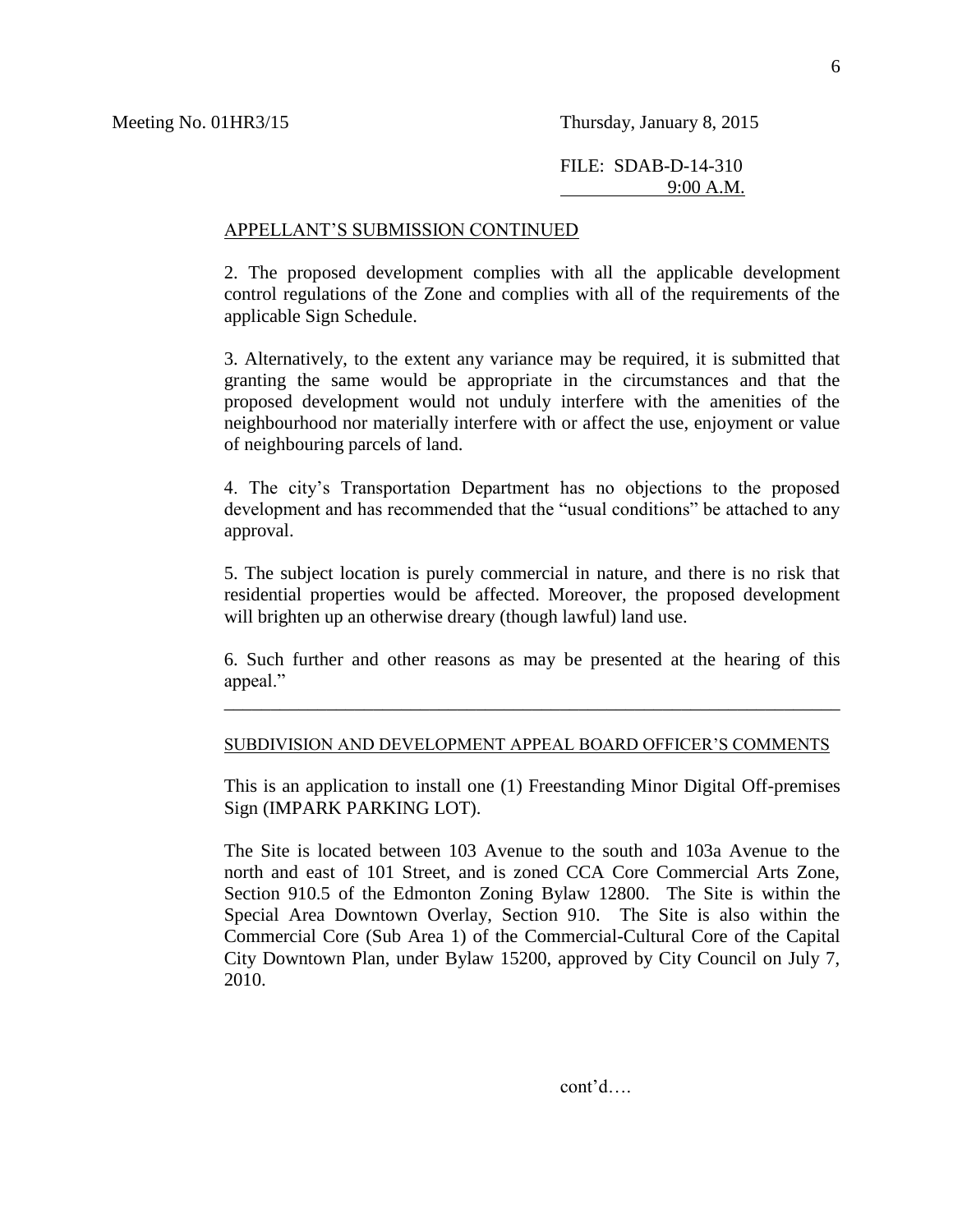Meeting No. 01HR3/15 Thursday, January 8, 2015

FILE: SDAB-D-14-310
9:00 A.M.

APPELLANT'S SUBMISSION CONTINUED

2. The proposed development complies with all the applicable development control regulations of the Zone and complies with all of the requirements of the applicable Sign Schedule.

3. Alternatively, to the extent any variance may be required, it is submitted that granting the same would be appropriate in the circumstances and that the proposed development would not unduly interfere with the amenities of the neighbourhood nor materially interfere with or affect the use, enjoyment or value of neighbouring parcels of land.

4. The city's Transportation Department has no objections to the proposed development and has recommended that the "usual conditions" be attached to any approval.

5. The subject location is purely commercial in nature, and there is no risk that residential properties would be affected. Moreover, the proposed development will brighten up an otherwise dreary (though lawful) land use.

6. Such further and other reasons as may be presented at the hearing of this appeal."

---

SUBDIVISION AND DEVELOPMENT APPEAL BOARD OFFICER'S COMMENTS

This is an application to install one (1) Freestanding Minor Digital Off-premises Sign (IMPARK PARKING LOT).

The Site is located between 103 Avenue to the south and 103a Avenue to the north and east of 101 Street, and is zoned CCA Core Commercial Arts Zone, Section 910.5 of the Edmonton Zoning Bylaw 12800. The Site is within the Special Area Downtown Overlay, Section 910. The Site is also within the Commercial Core (Sub Area 1) of the Commercial-Cultural Core of the Capital City Downtown Plan, under Bylaw 15200, approved by City Council on July 7, 2010.

cont'd….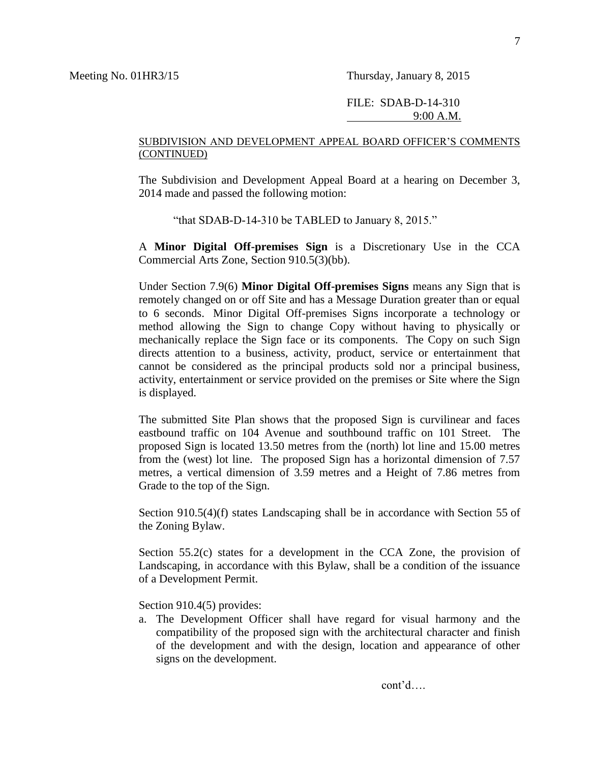Meeting No. 01HR3/15 Thursday, January 8, 2015

FILE: SDAB-D-14-310
9:00 A.M.

SUBDIVISION AND DEVELOPMENT APPEAL BOARD OFFICER'S COMMENTS (CONTINUED)

The Subdivision and Development Appeal Board at a hearing on December 3, 2014 made and passed the following motion:

"that SDAB-D-14-310 be TABLED to January 8, 2015."

A **Minor Digital Off-premises Sign** is a Discretionary Use in the CCA Commercial Arts Zone, Section 910.5(3)(bb).

Under Section 7.9(6) **Minor Digital Off-premises Signs** means any Sign that is remotely changed on or off Site and has a Message Duration greater than or equal to 6 seconds. Minor Digital Off-premises Signs incorporate a technology or method allowing the Sign to change Copy without having to physically or mechanically replace the Sign face or its components. The Copy on such Sign directs attention to a business, activity, product, service or entertainment that cannot be considered as the principal products sold nor a principal business, activity, entertainment or service provided on the premises or Site where the Sign is displayed.

The submitted Site Plan shows that the proposed Sign is curvilinear and faces eastbound traffic on 104 Avenue and southbound traffic on 101 Street. The proposed Sign is located 13.50 metres from the (north) lot line and 15.00 metres from the (west) lot line. The proposed Sign has a horizontal dimension of 7.57 metres, a vertical dimension of 3.59 metres and a Height of 7.86 metres from Grade to the top of the Sign.

Section 910.5(4)(f) states Landscaping shall be in accordance with Section 55 of the Zoning Bylaw.

Section 55.2(c) states for a development in the CCA Zone, the provision of Landscaping, in accordance with this Bylaw, shall be a condition of the issuance of a Development Permit.

Section 910.4(5) provides:

a. The Development Officer shall have regard for visual harmony and the compatibility of the proposed sign with the architectural character and finish of the development and with the design, location and appearance of other signs on the development.

cont'd….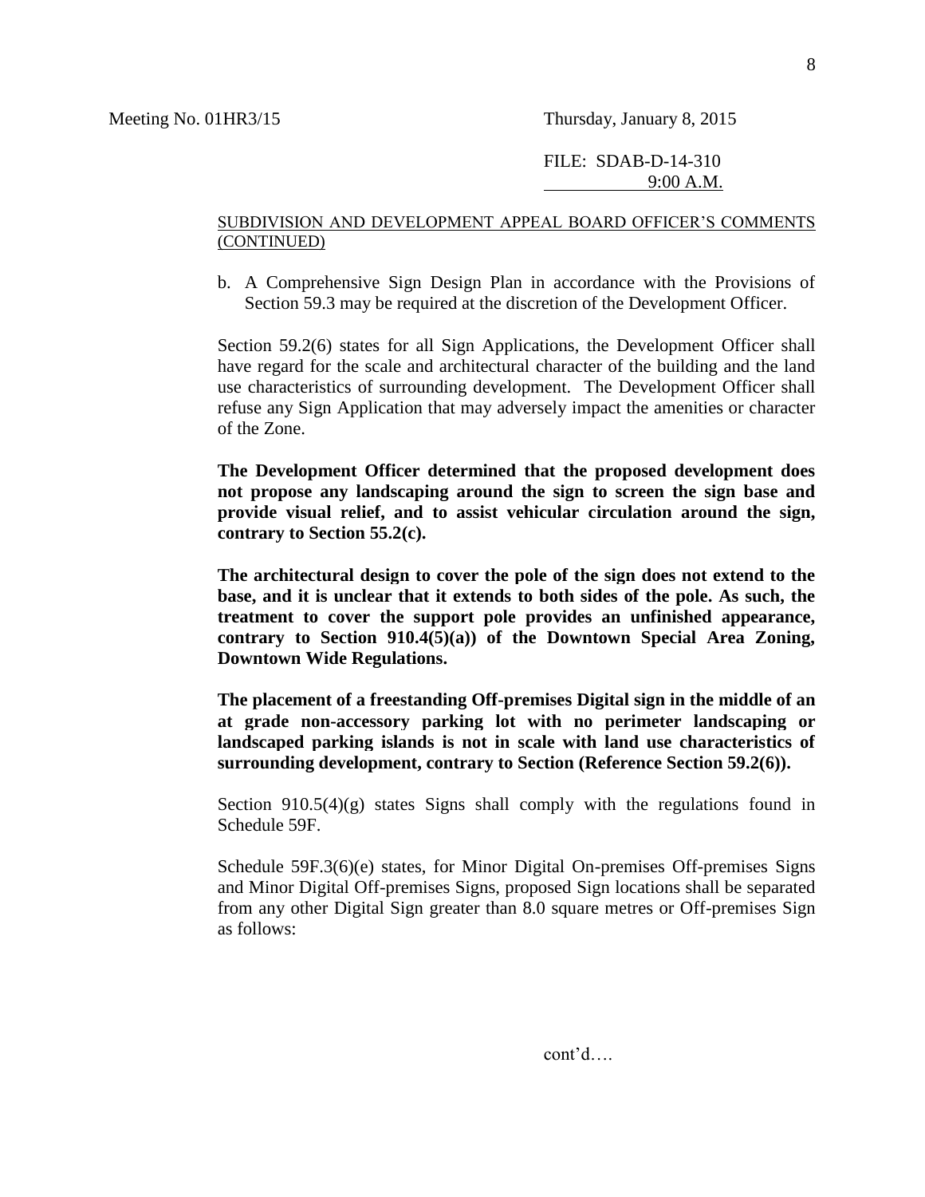Meeting No. 01HR3/15 Thursday, January 8, 2015

FILE: SDAB-D-14-310
9:00 A.M.

SUBDIVISION AND DEVELOPMENT APPEAL BOARD OFFICER'S COMMENTS (CONTINUED)

b. A Comprehensive Sign Design Plan in accordance with the Provisions of Section 59.3 may be required at the discretion of the Development Officer.

Section 59.2(6) states for all Sign Applications, the Development Officer shall have regard for the scale and architectural character of the building and the land use characteristics of surrounding development. The Development Officer shall refuse any Sign Application that may adversely impact the amenities or character of the Zone.

**The Development Officer determined that the proposed development does not propose any landscaping around the sign to screen the sign base and provide visual relief, and to assist vehicular circulation around the sign, contrary to Section 55.2(c).**

**The architectural design to cover the pole of the sign does not extend to the base, and it is unclear that it extends to both sides of the pole. As such, the treatment to cover the support pole provides an unfinished appearance, contrary to Section 910.4(5)(a)) of the Downtown Special Area Zoning, Downtown Wide Regulations.**

**The placement of a freestanding Off-premises Digital sign in the middle of an at grade non-accessory parking lot with no perimeter landscaping or landscaped parking islands is not in scale with land use characteristics of surrounding development, contrary to Section (Reference Section 59.2(6)).**

Section 910.5(4)(g) states Signs shall comply with the regulations found in Schedule 59F.

Schedule 59F.3(6)(e) states, for Minor Digital On-premises Off-premises Signs and Minor Digital Off-premises Signs, proposed Sign locations shall be separated from any other Digital Sign greater than 8.0 square metres or Off-premises Sign as follows:

cont'd….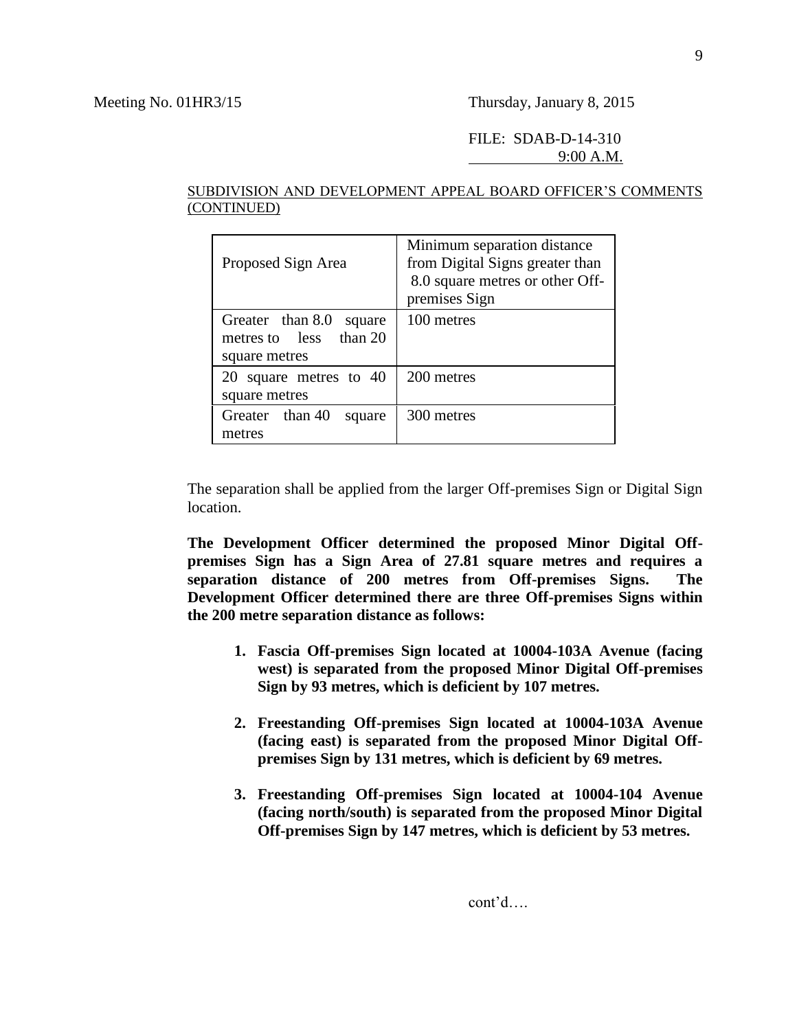Meeting No. 01HR3/15 Thursday, January 8, 2015

FILE: SDAB-D-14-310
9:00 A.M.

SUBDIVISION AND DEVELOPMENT APPEAL BOARD OFFICER'S COMMENTS (CONTINUED)

| Proposed Sign Area | Minimum separation distance from Digital Signs greater than 8.0 square metres or other Off-premises Sign |
|---|---|
| Greater than 8.0 square metres to less than 20 square metres | 100 metres |
| 20 square metres to 40 square metres | 200 metres |
| Greater than 40 square metres | 300 metres |

The separation shall be applied from the larger Off-premises Sign or Digital Sign location.

**The Development Officer determined the proposed Minor Digital Off-premises Sign has a Sign Area of 27.81 square metres and requires a separation distance of 200 metres from Off-premises Signs. The Development Officer determined there are three Off-premises Signs within the 200 metre separation distance as follows:**

1. **Fascia Off-premises Sign located at 10004-103A Avenue (facing west) is separated from the proposed Minor Digital Off-premises Sign by 93 metres, which is deficient by 107 metres.**
2. **Freestanding Off-premises Sign located at 10004-103A Avenue (facing east) is separated from the proposed Minor Digital Off-premises Sign by 131 metres, which is deficient by 69 metres.**
3. **Freestanding Off-premises Sign located at 10004-104 Avenue (facing north/south) is separated from the proposed Minor Digital Off-premises Sign by 147 metres, which is deficient by 53 metres.**

cont'd….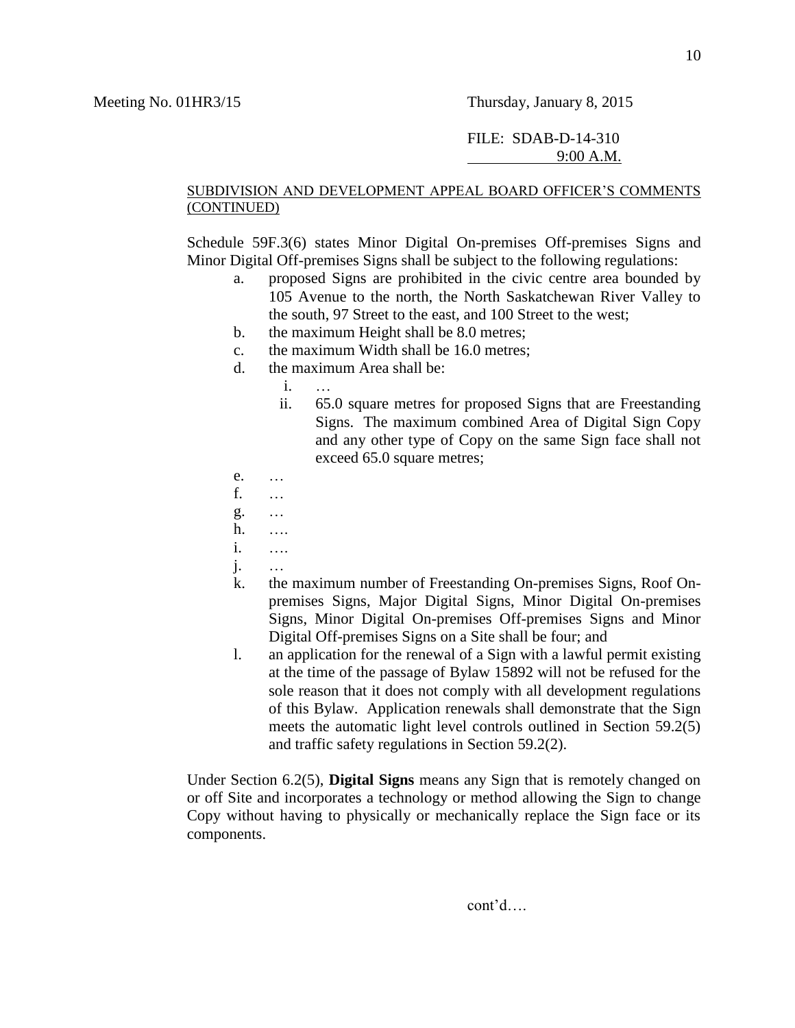Meeting No. 01HR3/15 Thursday, January 8, 2015

FILE: SDAB-D-14-310
9:00 A.M.

SUBDIVISION AND DEVELOPMENT APPEAL BOARD OFFICER'S COMMENTS (CONTINUED)

Schedule 59F.3(6) states Minor Digital On-premises Off-premises Signs and Minor Digital Off-premises Signs shall be subject to the following regulations:

a. proposed Signs are prohibited in the civic centre area bounded by 105 Avenue to the north, the North Saskatchewan River Valley to the south, 97 Street to the east, and 100 Street to the west;
b. the maximum Height shall be 8.0 metres;
c. the maximum Width shall be 16.0 metres;
d. the maximum Area shall be:
    i. …
    ii. 65.0 square metres for proposed Signs that are Freestanding Signs. The maximum combined Area of Digital Sign Copy and any other type of Copy on the same Sign face shall not exceed 65.0 square metres;
e. …
f. …
g. …
h. ….
i. ….
j. …
k. the maximum number of Freestanding On-premises Signs, Roof On-premises Signs, Major Digital Signs, Minor Digital On-premises Signs, Minor Digital On-premises Off-premises Signs and Minor Digital Off-premises Signs on a Site shall be four; and
l. an application for the renewal of a Sign with a lawful permit existing at the time of the passage of Bylaw 15892 will not be refused for the sole reason that it does not comply with all development regulations of this Bylaw. Application renewals shall demonstrate that the Sign meets the automatic light level controls outlined in Section 59.2(5) and traffic safety regulations in Section 59.2(2).

Under Section 6.2(5), **Digital Signs** means any Sign that is remotely changed on or off Site and incorporates a technology or method allowing the Sign to change Copy without having to physically or mechanically replace the Sign face or its components.

cont'd….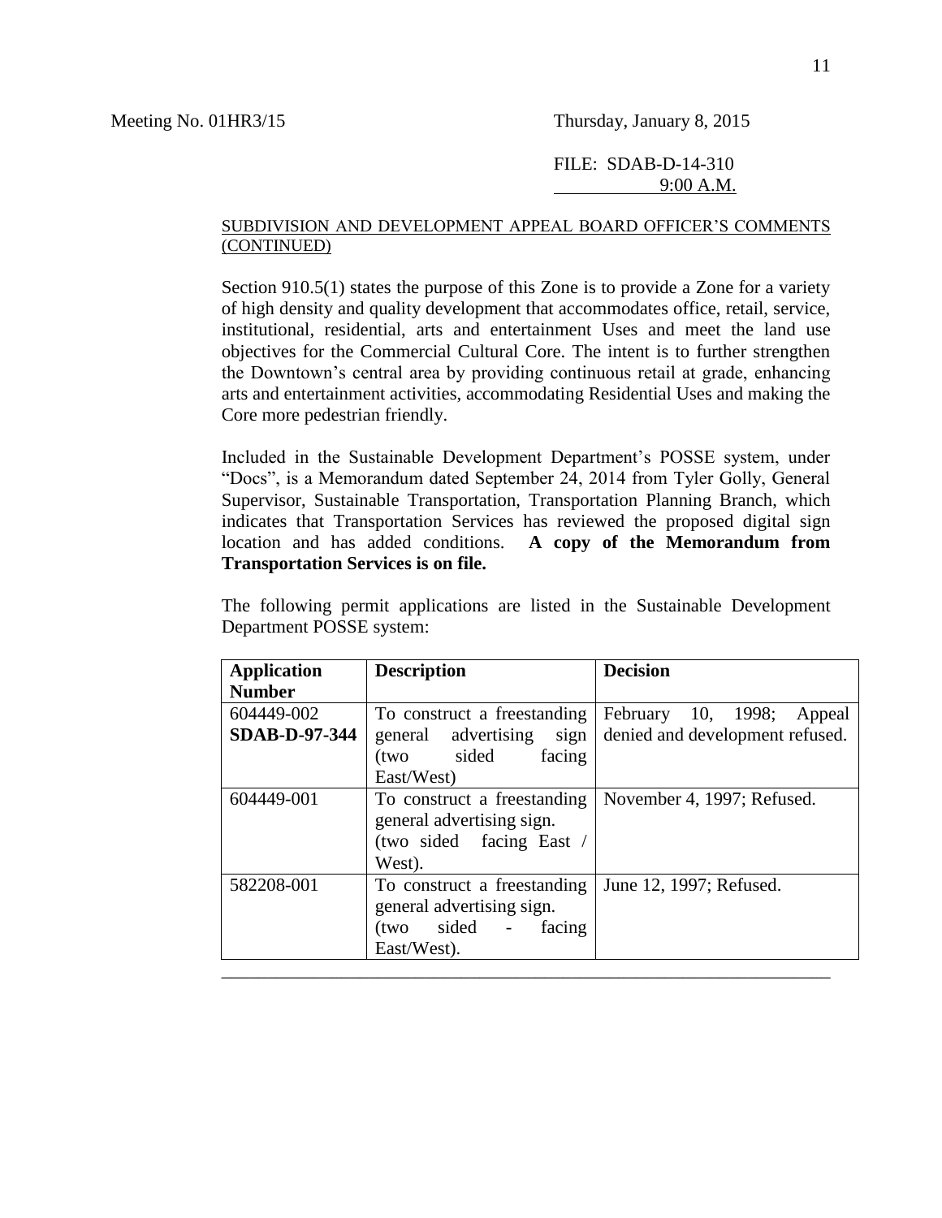Meeting No. 01HR3/15 Thursday, January 8, 2015

FILE: SDAB-D-14-310
9:00 A.M.

SUBDIVISION AND DEVELOPMENT APPEAL BOARD OFFICER'S COMMENTS (CONTINUED)

Section 910.5(1) states the purpose of this Zone is to provide a Zone for a variety of high density and quality development that accommodates office, retail, service, institutional, residential, arts and entertainment Uses and meet the land use objectives for the Commercial Cultural Core. The intent is to further strengthen the Downtown's central area by providing continuous retail at grade, enhancing arts and entertainment activities, accommodating Residential Uses and making the Core more pedestrian friendly.

Included in the Sustainable Development Department's POSSE system, under "Docs", is a Memorandum dated September 24, 2014 from Tyler Golly, General Supervisor, Sustainable Transportation, Transportation Planning Branch, which indicates that Transportation Services has reviewed the proposed digital sign location and has added conditions. **A copy of the Memorandum from Transportation Services is on file.**

The following permit applications are listed in the Sustainable Development Department POSSE system:

| Application Number | Description | Decision |
|---|---|---|
| 604449-002 **SDAB-D-97-344** | To construct a freestanding general advertising sign (two sided facing East/West) | February 10, 1998; Appeal denied and development refused. |
| 604449-001 | To construct a freestanding general advertising sign. (two sided facing East / West). | November 4, 1997; Refused. |
| 582208-001 | To construct a freestanding general advertising sign. (two sided - facing East/West). | June 12, 1997; Refused. |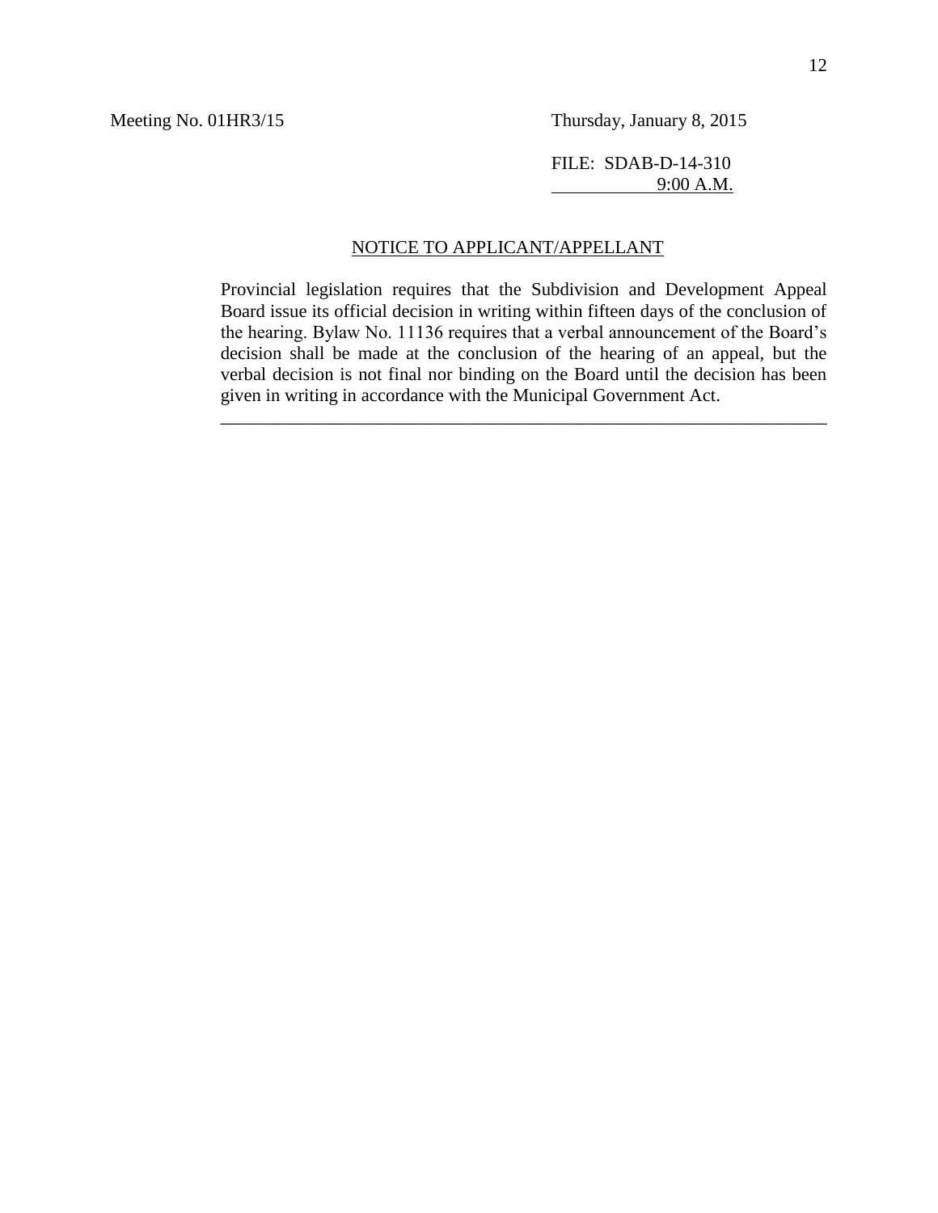Meeting No. 01HR3/15 Thursday, January 8, 2015

FILE: SDAB-D-14-310
9:00 A.M.

NOTICE TO APPLICANT/APPELLANT

Provincial legislation requires that the Subdivision and Development Appeal Board issue its official decision in writing within fifteen days of the conclusion of the hearing. Bylaw No. 11136 requires that a verbal announcement of the Board's decision shall be made at the conclusion of the hearing of an appeal, but the verbal decision is not final nor binding on the Board until the decision has been given in writing in accordance with the Municipal Government Act.

---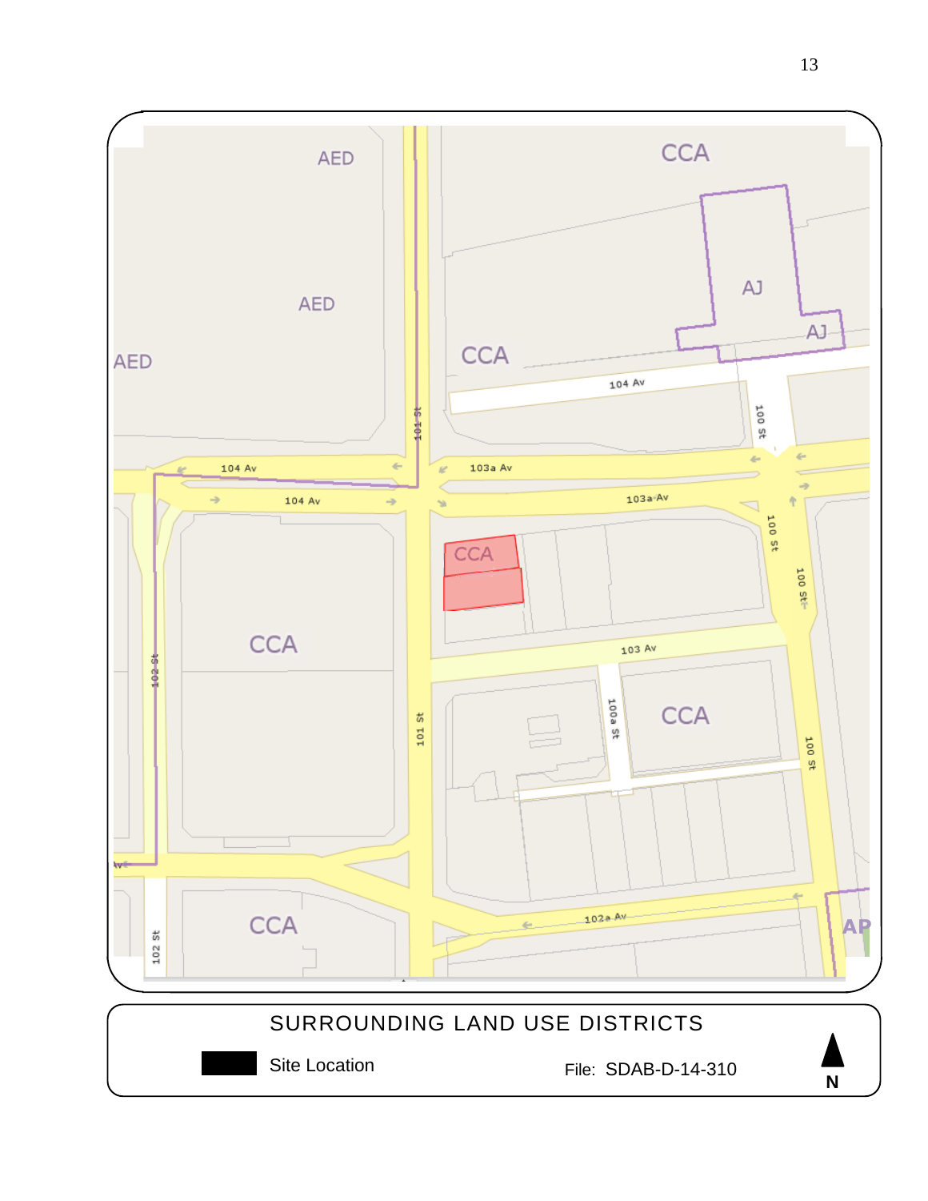AED

AED

AED

CCA

AJ

AJ

CCA

104 Av

100 St

101 St

104 Av

103a Av

104 Av

103a Av

CCA

100 St

100 St

CCA

103 Av

102 St

101 St

100a St

CCA

100 St

CCA

102 St

102a Av

AP

SURROUNDING LAND USE DISTRICTS

Site Location

File: SDAB-D-14-310

N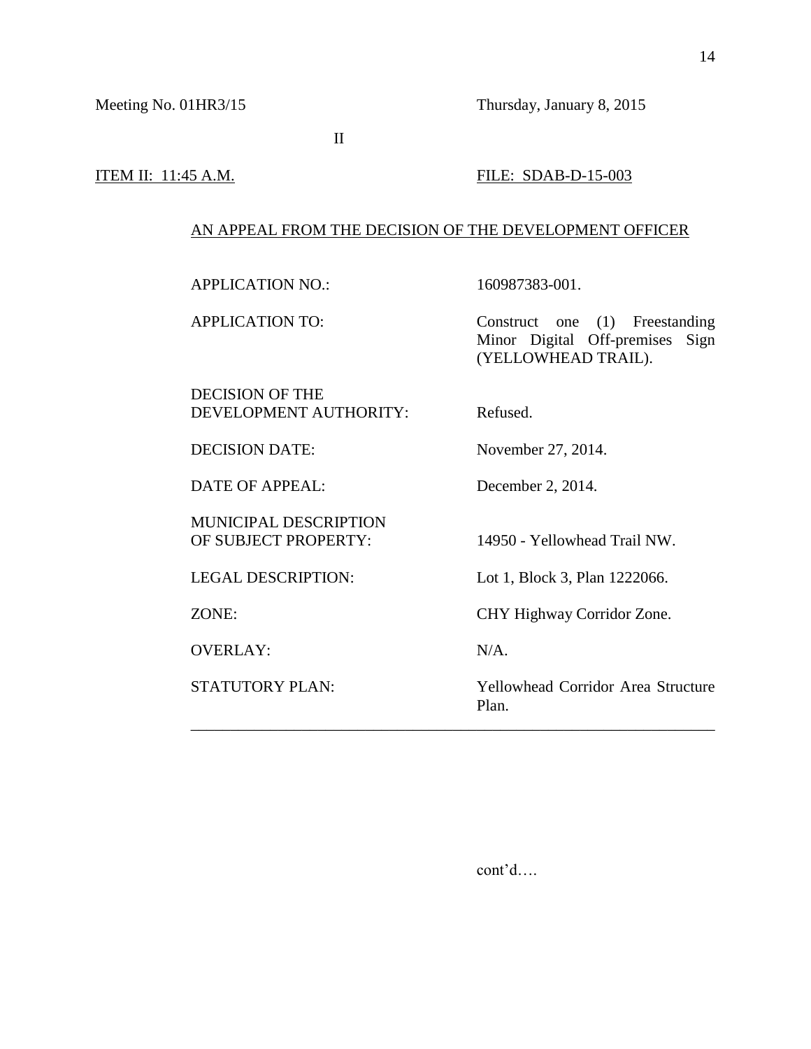Meeting No. 01HR3/15 Thursday, January 8, 2015

II

ITEM II: 11:45 A.M. FILE: SDAB-D-15-003

AN APPEAL FROM THE DECISION OF THE DEVELOPMENT OFFICER

| | |
|---|---|
| APPLICATION NO.: | 160987383-001. |
| APPLICATION TO: | Construct one (1) Freestanding Minor Digital Off-premises Sign (YELLOWHEAD TRAIL). |
| DECISION OF THE DEVELOPMENT AUTHORITY: | Refused. |
| DECISION DATE: | November 27, 2014. |
| DATE OF APPEAL: | December 2, 2014. |
| MUNICIPAL DESCRIPTION OF SUBJECT PROPERTY: | 14950 - Yellowhead Trail NW. |
| LEGAL DESCRIPTION: | Lot 1, Block 3, Plan 1222066. |
| ZONE: | CHY Highway Corridor Zone. |
| OVERLAY: | N/A. |
| STATUTORY PLAN: | Yellowhead Corridor Area Structure Plan. |

---

cont'd….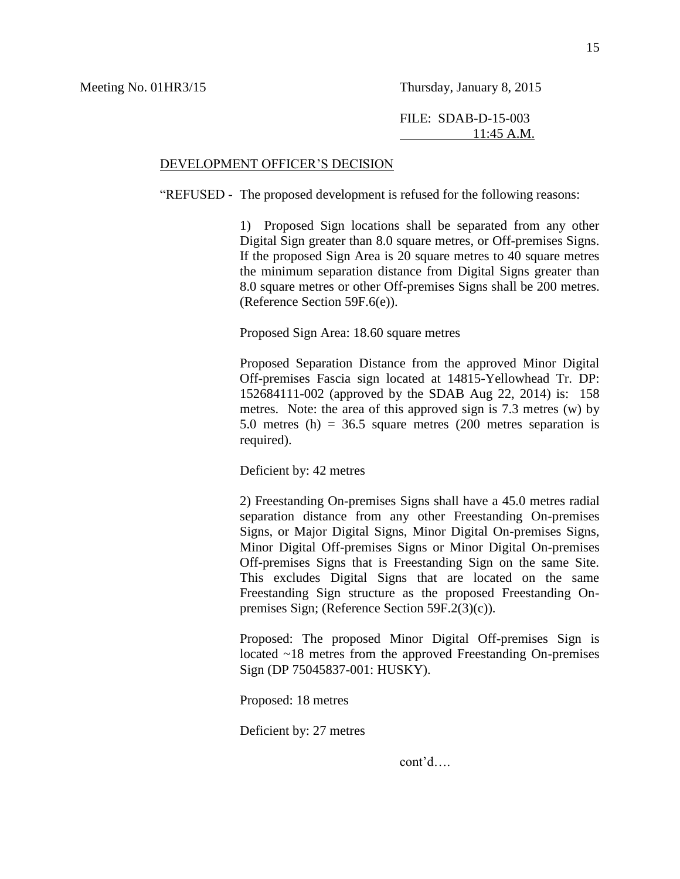Meeting No. 01HR3/15 Thursday, January 8, 2015

FILE: SDAB-D-15-003
11:45 A.M.

DEVELOPMENT OFFICER'S DECISION

"REFUSED - The proposed development is refused for the following reasons:

1) Proposed Sign locations shall be separated from any other Digital Sign greater than 8.0 square metres, or Off-premises Signs. If the proposed Sign Area is 20 square metres to 40 square metres the minimum separation distance from Digital Signs greater than 8.0 square metres or other Off-premises Signs shall be 200 metres. (Reference Section 59F.6(e)).

Proposed Sign Area: 18.60 square metres

Proposed Separation Distance from the approved Minor Digital Off-premises Fascia sign located at 14815-Yellowhead Tr. DP: 152684111-002 (approved by the SDAB Aug 22, 2014) is: 158 metres. Note: the area of this approved sign is 7.3 metres (w) by 5.0 metres (h) = 36.5 square metres (200 metres separation is required).

Deficient by: 42 metres

2) Freestanding On-premises Signs shall have a 45.0 metres radial separation distance from any other Freestanding On-premises Signs, or Major Digital Signs, Minor Digital On-premises Signs, Minor Digital Off-premises Signs or Minor Digital On-premises Off-premises Signs that is Freestanding Sign on the same Site. This excludes Digital Signs that are located on the same Freestanding Sign structure as the proposed Freestanding On-premises Sign; (Reference Section 59F.2(3)(c)).

Proposed: The proposed Minor Digital Off-premises Sign is located ~18 metres from the approved Freestanding On-premises Sign (DP 75045837-001: HUSKY).

Proposed: 18 metres

Deficient by: 27 metres

cont'd….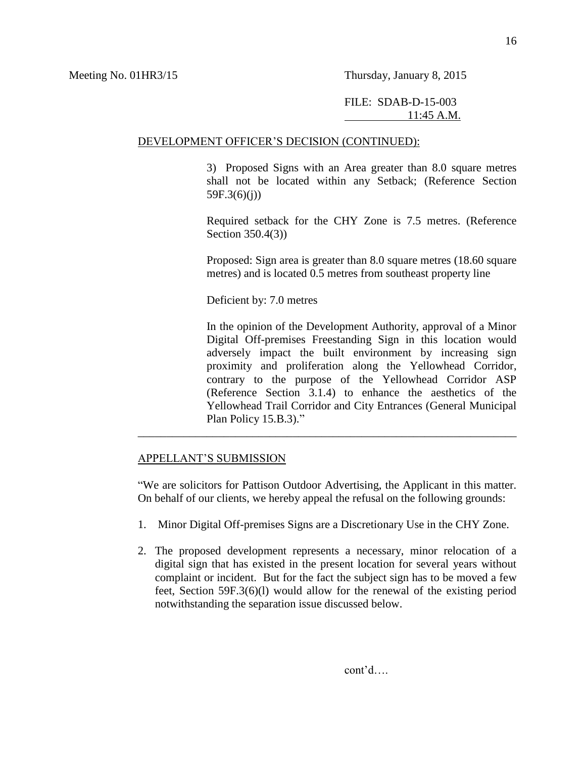Meeting No. 01HR3/15 Thursday, January 8, 2015

FILE: SDAB-D-15-003
11:45 A.M.

DEVELOPMENT OFFICER'S DECISION (CONTINUED):

3) Proposed Signs with an Area greater than 8.0 square metres shall not be located within any Setback; (Reference Section 59F.3(6)(j))

Required setback for the CHY Zone is 7.5 metres. (Reference Section 350.4(3))

Proposed: Sign area is greater than 8.0 square metres (18.60 square metres) and is located 0.5 metres from southeast property line

Deficient by: 7.0 metres

In the opinion of the Development Authority, approval of a Minor Digital Off-premises Freestanding Sign in this location would adversely impact the built environment by increasing sign proximity and proliferation along the Yellowhead Corridor, contrary to the purpose of the Yellowhead Corridor ASP (Reference Section 3.1.4) to enhance the aesthetics of the Yellowhead Trail Corridor and City Entrances (General Municipal Plan Policy 15.B.3)."

---

APPELLANT'S SUBMISSION

"We are solicitors for Pattison Outdoor Advertising, the Applicant in this matter. On behalf of our clients, we hereby appeal the refusal on the following grounds:

1. Minor Digital Off-premises Signs are a Discretionary Use in the CHY Zone.
2. The proposed development represents a necessary, minor relocation of a digital sign that has existed in the present location for several years without complaint or incident. But for the fact the subject sign has to be moved a few feet, Section 59F.3(6)(l) would allow for the renewal of the existing period notwithstanding the separation issue discussed below.

cont'd….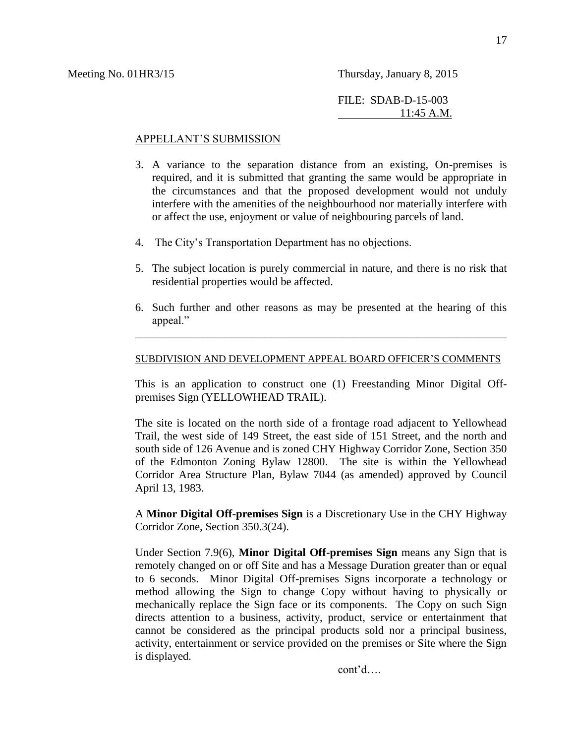Meeting No. 01HR3/15 Thursday, January 8, 2015

FILE: SDAB-D-15-003
11:45 A.M.

APPELLANT'S SUBMISSION

3. A variance to the separation distance from an existing, On-premises is required, and it is submitted that granting the same would be appropriate in the circumstances and that the proposed development would not unduly interfere with the amenities of the neighbourhood nor materially interfere with or affect the use, enjoyment or value of neighbouring parcels of land.

4. The City's Transportation Department has no objections.

5. The subject location is purely commercial in nature, and there is no risk that residential properties would be affected.

6. Such further and other reasons as may be presented at the hearing of this appeal."

---

SUBDIVISION AND DEVELOPMENT APPEAL BOARD OFFICER'S COMMENTS

This is an application to construct one (1) Freestanding Minor Digital Off-premises Sign (YELLOWHEAD TRAIL).

The site is located on the north side of a frontage road adjacent to Yellowhead Trail, the west side of 149 Street, the east side of 151 Street, and the north and south side of 126 Avenue and is zoned CHY Highway Corridor Zone, Section 350 of the Edmonton Zoning Bylaw 12800. The site is within the Yellowhead Corridor Area Structure Plan, Bylaw 7044 (as amended) approved by Council April 13, 1983.

A **Minor Digital Off-premises Sign** is a Discretionary Use in the CHY Highway Corridor Zone, Section 350.3(24).

Under Section 7.9(6), **Minor Digital Off-premises Sign** means any Sign that is remotely changed on or off Site and has a Message Duration greater than or equal to 6 seconds. Minor Digital Off-premises Signs incorporate a technology or method allowing the Sign to change Copy without having to physically or mechanically replace the Sign face or its components. The Copy on such Sign directs attention to a business, activity, product, service or entertainment that cannot be considered as the principal products sold nor a principal business, activity, entertainment or service provided on the premises or Site where the Sign is displayed.

cont'd….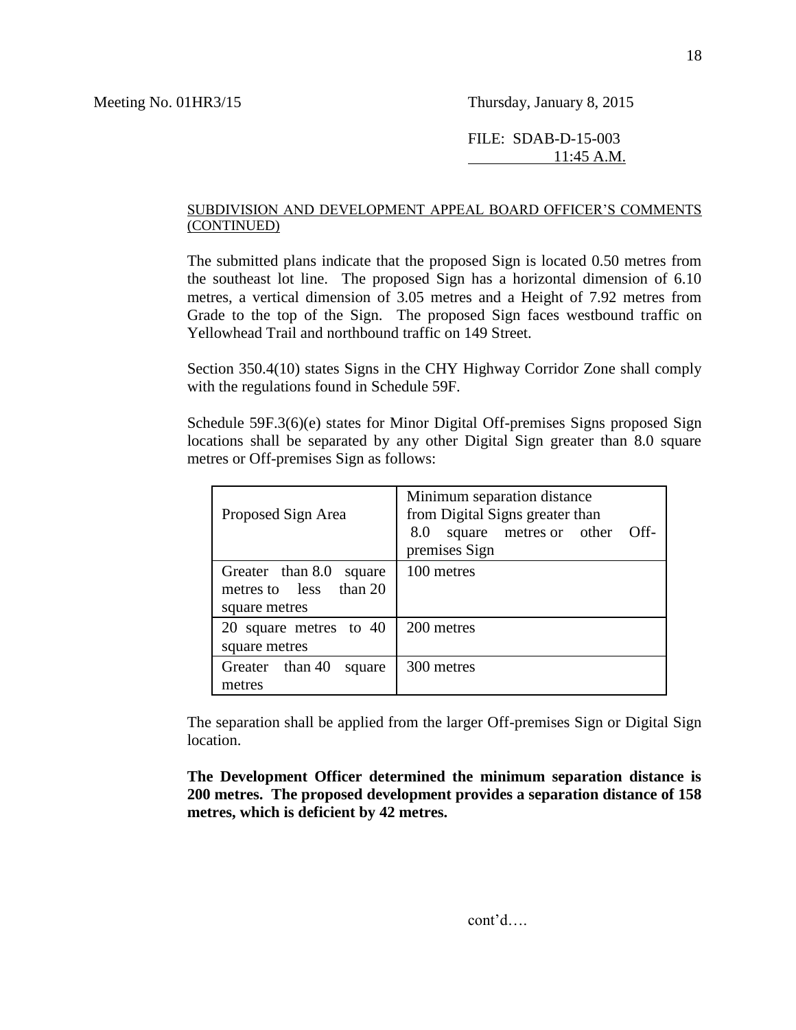Meeting No. 01HR3/15 Thursday, January 8, 2015

FILE: SDAB-D-15-003
11:45 A.M.

SUBDIVISION AND DEVELOPMENT APPEAL BOARD OFFICER'S COMMENTS (CONTINUED)

The submitted plans indicate that the proposed Sign is located 0.50 metres from the southeast lot line. The proposed Sign has a horizontal dimension of 6.10 metres, a vertical dimension of 3.05 metres and a Height of 7.92 metres from Grade to the top of the Sign. The proposed Sign faces westbound traffic on Yellowhead Trail and northbound traffic on 149 Street.

Section 350.4(10) states Signs in the CHY Highway Corridor Zone shall comply with the regulations found in Schedule 59F.

Schedule 59F.3(6)(e) states for Minor Digital Off-premises Signs proposed Sign locations shall be separated by any other Digital Sign greater than 8.0 square metres or Off-premises Sign as follows:

| Proposed Sign Area | Minimum separation distance from Digital Signs greater than 8.0 square metres or other Off-premises Sign |
|---|---|
| Greater than 8.0 square metres to less than 20 square metres | 100 metres |
| 20 square metres to 40 square metres | 200 metres |
| Greater than 40 square metres | 300 metres |

The separation shall be applied from the larger Off-premises Sign or Digital Sign location.

**The Development Officer determined the minimum separation distance is 200 metres. The proposed development provides a separation distance of 158 metres, which is deficient by 42 metres.**

cont'd….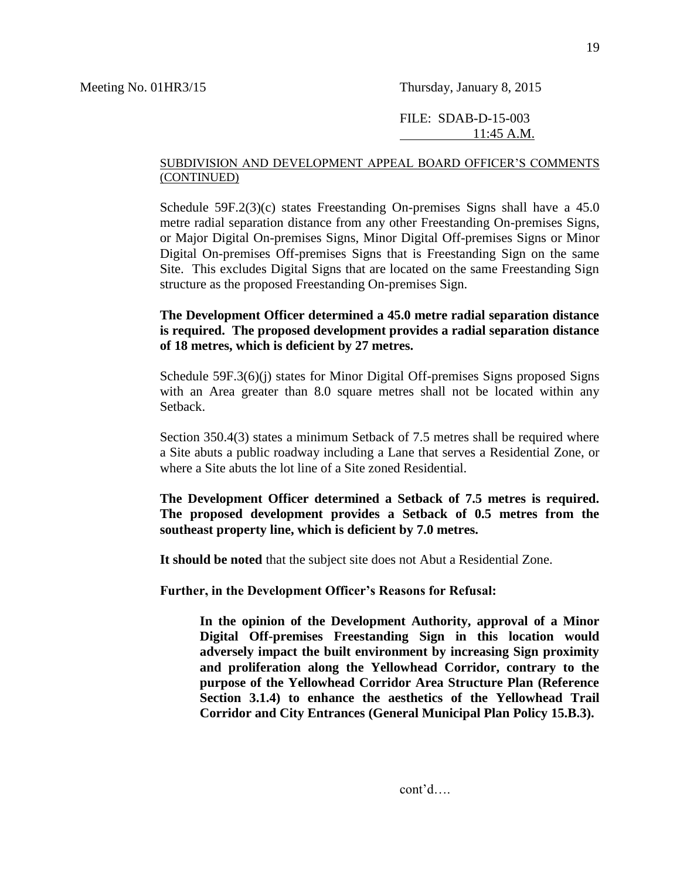Meeting No. 01HR3/15 Thursday, January 8, 2015

FILE: SDAB-D-15-003
11:45 A.M.

SUBDIVISION AND DEVELOPMENT APPEAL BOARD OFFICER'S COMMENTS (CONTINUED)

Schedule 59F.2(3)(c) states Freestanding On-premises Signs shall have a 45.0 metre radial separation distance from any other Freestanding On-premises Signs, or Major Digital On-premises Signs, Minor Digital Off-premises Signs or Minor Digital On-premises Off-premises Signs that is Freestanding Sign on the same Site. This excludes Digital Signs that are located on the same Freestanding Sign structure as the proposed Freestanding On-premises Sign.

**The Development Officer determined a 45.0 metre radial separation distance is required. The proposed development provides a radial separation distance of 18 metres, which is deficient by 27 metres.**

Schedule 59F.3(6)(j) states for Minor Digital Off-premises Signs proposed Signs with an Area greater than 8.0 square metres shall not be located within any Setback.

Section 350.4(3) states a minimum Setback of 7.5 metres shall be required where a Site abuts a public roadway including a Lane that serves a Residential Zone, or where a Site abuts the lot line of a Site zoned Residential.

**The Development Officer determined a Setback of 7.5 metres is required. The proposed development provides a Setback of 0.5 metres from the southeast property line, which is deficient by 7.0 metres.**

**It should be noted** that the subject site does not Abut a Residential Zone.

**Further, in the Development Officer's Reasons for Refusal:**

> **In the opinion of the Development Authority, approval of a Minor Digital Off-premises Freestanding Sign in this location would adversely impact the built environment by increasing Sign proximity and proliferation along the Yellowhead Corridor, contrary to the purpose of the Yellowhead Corridor Area Structure Plan (Reference Section 3.1.4) to enhance the aesthetics of the Yellowhead Trail Corridor and City Entrances (General Municipal Plan Policy 15.B.3).**

cont'd….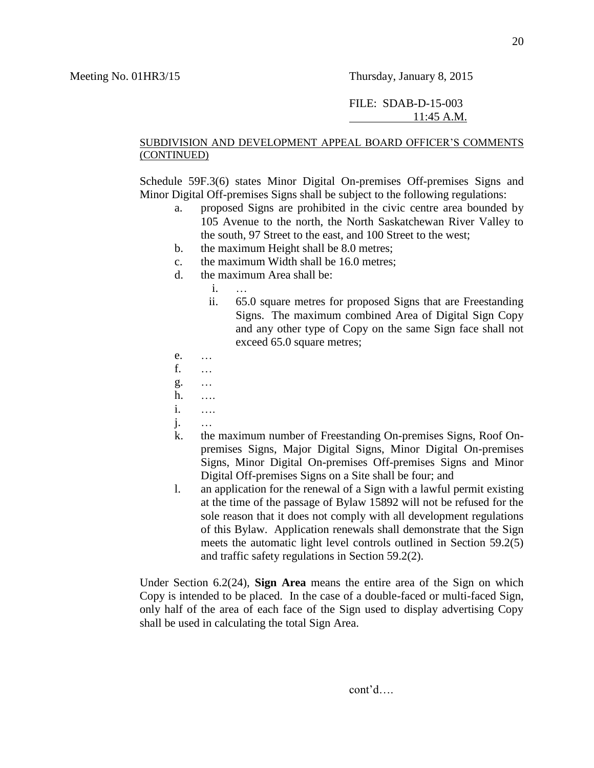Meeting No. 01HR3/15 Thursday, January 8, 2015

FILE: SDAB-D-15-003
11:45 A.M.

SUBDIVISION AND DEVELOPMENT APPEAL BOARD OFFICER'S COMMENTS (CONTINUED)

Schedule 59F.3(6) states Minor Digital On-premises Off-premises Signs and Minor Digital Off-premises Signs shall be subject to the following regulations:

a. proposed Signs are prohibited in the civic centre area bounded by 105 Avenue to the north, the North Saskatchewan River Valley to the south, 97 Street to the east, and 100 Street to the west;
b. the maximum Height shall be 8.0 metres;
c. the maximum Width shall be 16.0 metres;
d. the maximum Area shall be:
   i. …
   ii. 65.0 square metres for proposed Signs that are Freestanding Signs. The maximum combined Area of Digital Sign Copy and any other type of Copy on the same Sign face shall not exceed 65.0 square metres;
e. …
f. …
g. …
h. ….
i. ….
j. …
k. the maximum number of Freestanding On-premises Signs, Roof On-premises Signs, Major Digital Signs, Minor Digital On-premises Signs, Minor Digital On-premises Off-premises Signs and Minor Digital Off-premises Signs on a Site shall be four; and
l. an application for the renewal of a Sign with a lawful permit existing at the time of the passage of Bylaw 15892 will not be refused for the sole reason that it does not comply with all development regulations of this Bylaw. Application renewals shall demonstrate that the Sign meets the automatic light level controls outlined in Section 59.2(5) and traffic safety regulations in Section 59.2(2).

Under Section 6.2(24), **Sign Area** means the entire area of the Sign on which Copy is intended to be placed. In the case of a double-faced or multi-faced Sign, only half of the area of each face of the Sign used to display advertising Copy shall be used in calculating the total Sign Area.

cont'd….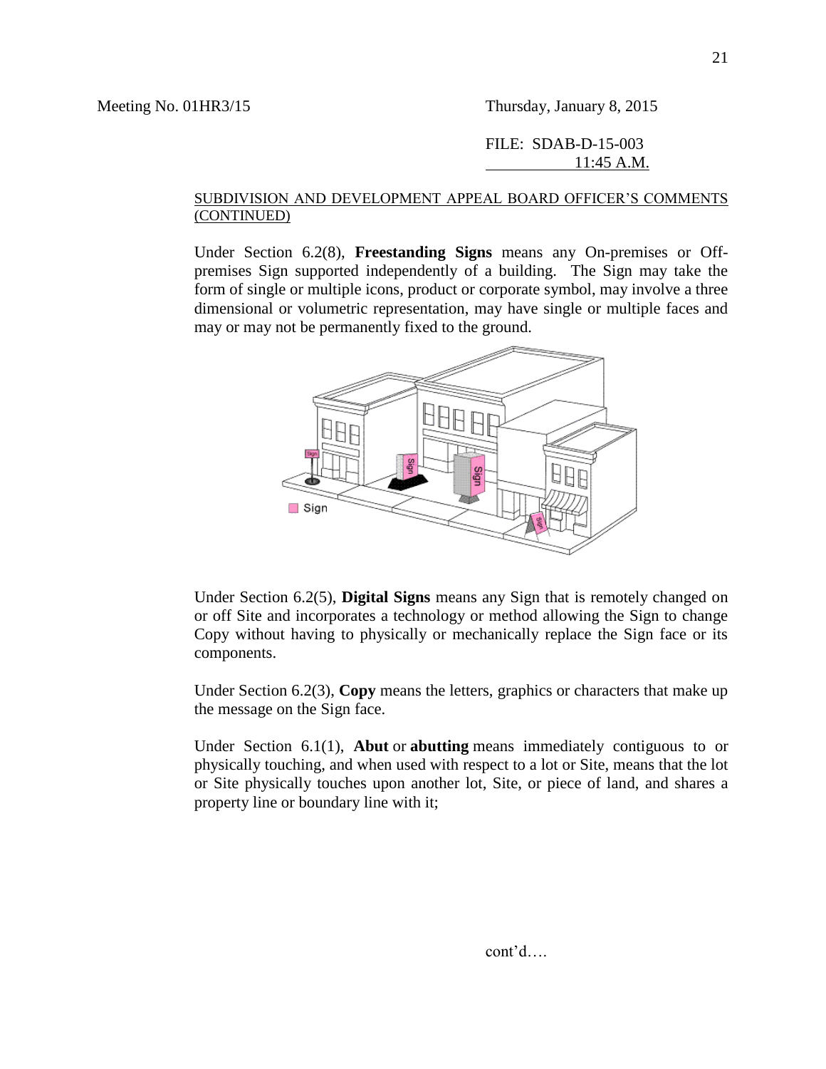Meeting No. 01HR3/15 Thursday, January 8, 2015

FILE: SDAB-D-15-003
11:45 A.M.

SUBDIVISION AND DEVELOPMENT APPEAL BOARD OFFICER'S COMMENTS (CONTINUED)

Under Section 6.2(8), **Freestanding Signs** means any On-premises or Off-premises Sign supported independently of a building. The Sign may take the form of single or multiple icons, product or corporate symbol, may involve a three dimensional or volumetric representation, may have single or multiple faces and may or may not be permanently fixed to the ground.

Under Section 6.2(5), **Digital Signs** means any Sign that is remotely changed on or off Site and incorporates a technology or method allowing the Sign to change Copy without having to physically or mechanically replace the Sign face or its components.

Under Section 6.2(3), **Copy** means the letters, graphics or characters that make up the message on the Sign face.

Under Section 6.1(1), **Abut** or **abutting** means immediately contiguous to or physically touching, and when used with respect to a lot or Site, means that the lot or Site physically touches upon another lot, Site, or piece of land, and shares a property line or boundary line with it;

cont'd….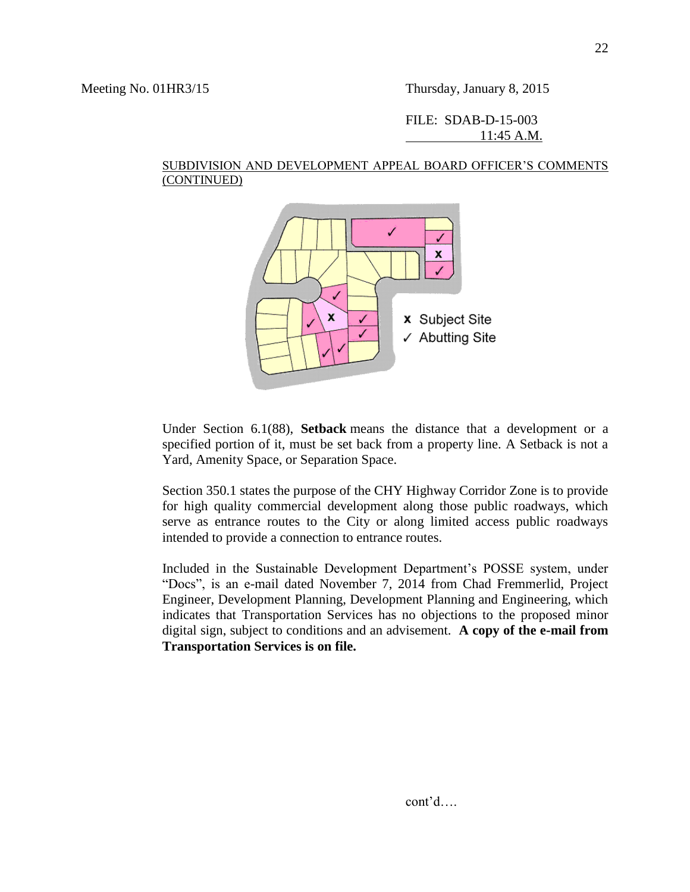Meeting No. 01HR3/15 Thursday, January 8, 2015

FILE: SDAB-D-15-003
11:45 A.M.

SUBDIVISION AND DEVELOPMENT APPEAL BOARD OFFICER'S COMMENTS (CONTINUED)

x Subject Site
✓ Abutting Site

Under Section 6.1(88), **Setback** means the distance that a development or a specified portion of it, must be set back from a property line. A Setback is not a Yard, Amenity Space, or Separation Space.

Section 350.1 states the purpose of the CHY Highway Corridor Zone is to provide for high quality commercial development along those public roadways, which serve as entrance routes to the City or along limited access public roadways intended to provide a connection to entrance routes.

Included in the Sustainable Development Department's POSSE system, under "Docs", is an e-mail dated November 7, 2014 from Chad Fremmerlid, Project Engineer, Development Planning, Development Planning and Engineering, which indicates that Transportation Services has no objections to the proposed minor digital sign, subject to conditions and an advisement. **A copy of the e-mail from Transportation Services is on file.**

cont'd….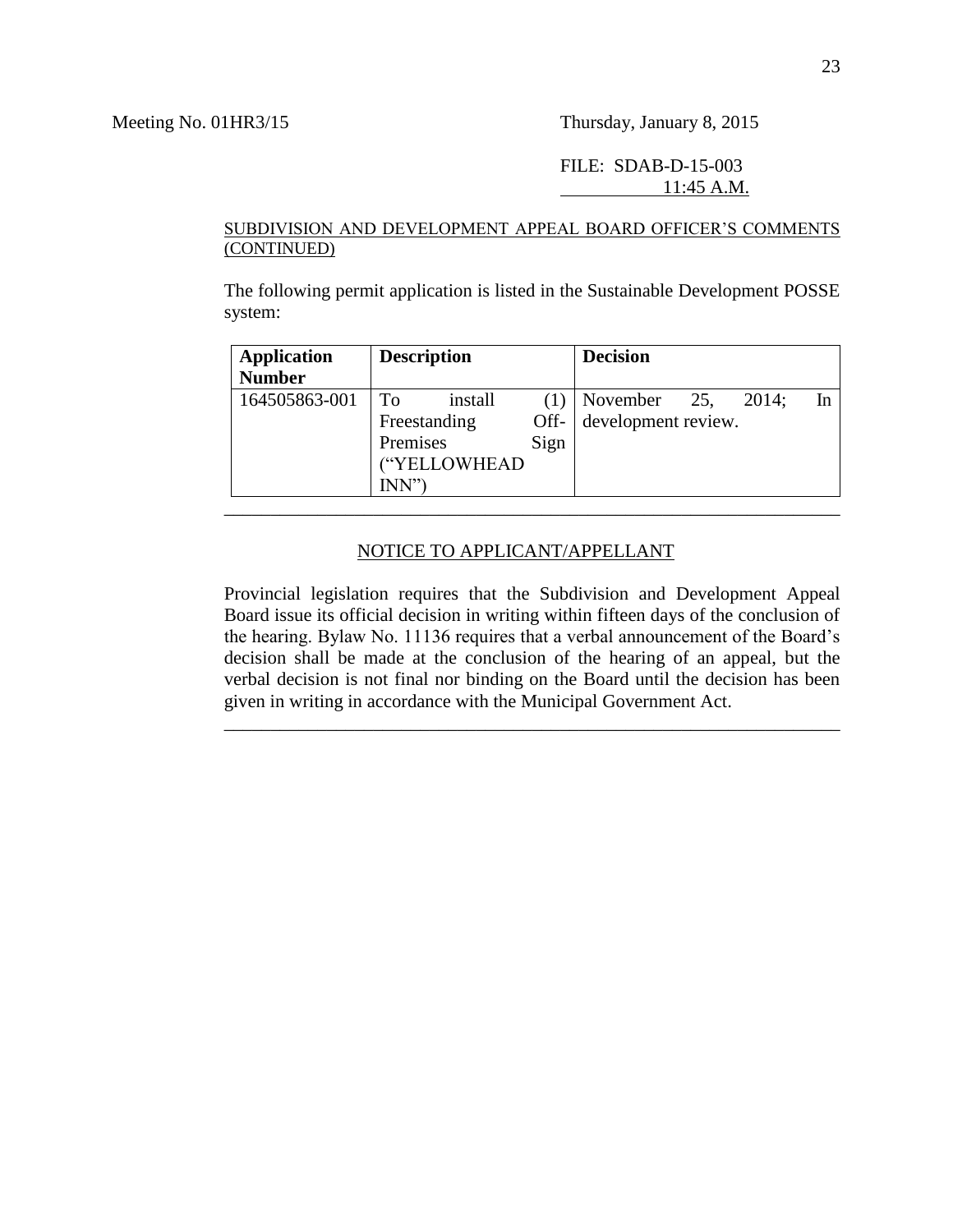Meeting No. 01HR3/15 Thursday, January 8, 2015

FILE: SDAB-D-15-003
11:45 A.M.

SUBDIVISION AND DEVELOPMENT APPEAL BOARD OFFICER'S COMMENTS (CONTINUED)

The following permit application is listed in the Sustainable Development POSSE system:

| Application Number | Description | Decision |
|---|---|---|
| 164505863-001 | To install (1) Freestanding Off-Premises Sign ("YELLOWHEAD INN") | November 25, 2014; In development review. |

---

NOTICE TO APPLICANT/APPELLANT

Provincial legislation requires that the Subdivision and Development Appeal Board issue its official decision in writing within fifteen days of the conclusion of the hearing. Bylaw No. 11136 requires that a verbal announcement of the Board's decision shall be made at the conclusion of the hearing of an appeal, but the verbal decision is not final nor binding on the Board until the decision has been given in writing in accordance with the Municipal Government Act.

---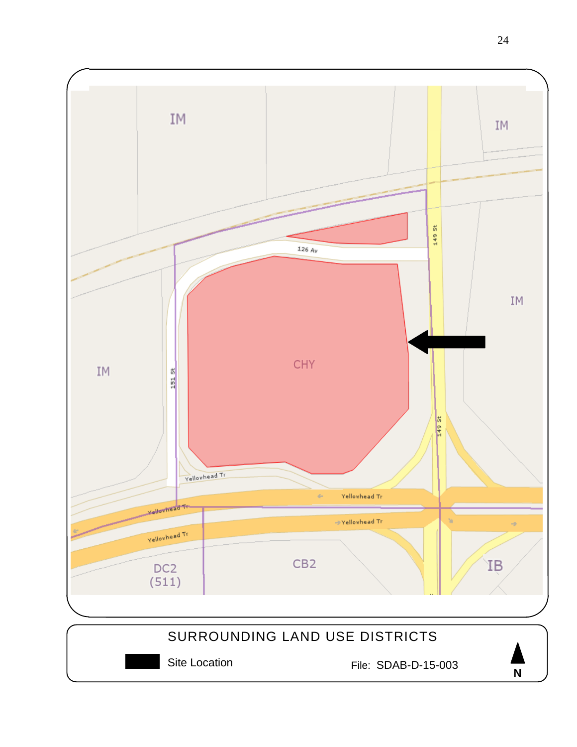IM

IM

IM

IM

126 Av

149 St

151 St

CHY

149 St

Yellowhead Tr

Yellowhead Tr

Yellowhead Tr

Yellowhead Tr

Yellowhead Tr

DC2
(511)

CB2

IB

SURROUNDING LAND USE DISTRICTS

Site Location

File: SDAB-D-15-003

N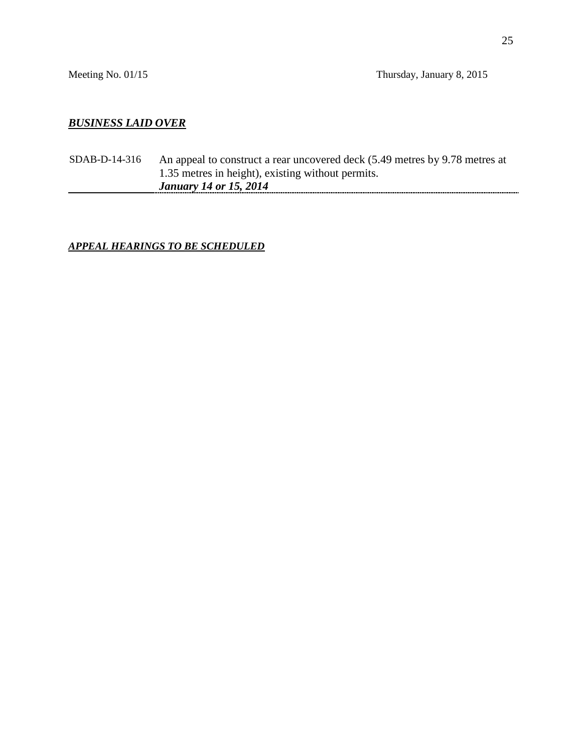Meeting No. 01/15 Thursday, January 8, 2015

***BUSINESS LAID OVER***

| | |
|---|---|
| SDAB-D-14-316 | An appeal to construct a rear uncovered deck (5.49 metres by 9.78 metres at 1.35 metres in height), existing without permits.<br>***January 14 or 15, 2014*** |

***APPEAL HEARINGS TO BE SCHEDULED***